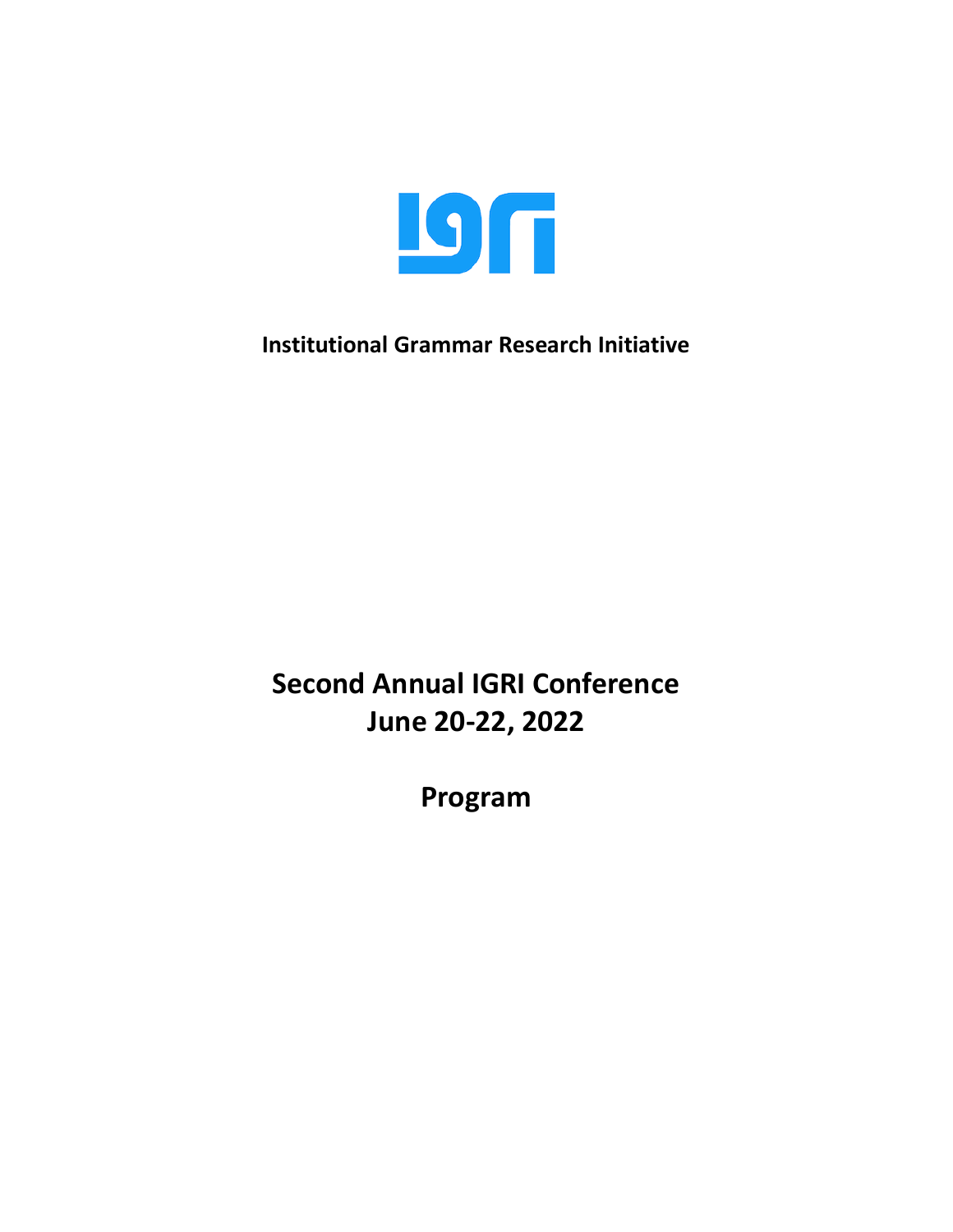**Institutional Grammar Research Initiative**

# Second Annual IGRI Conference
# June 20-22, 2022

# Program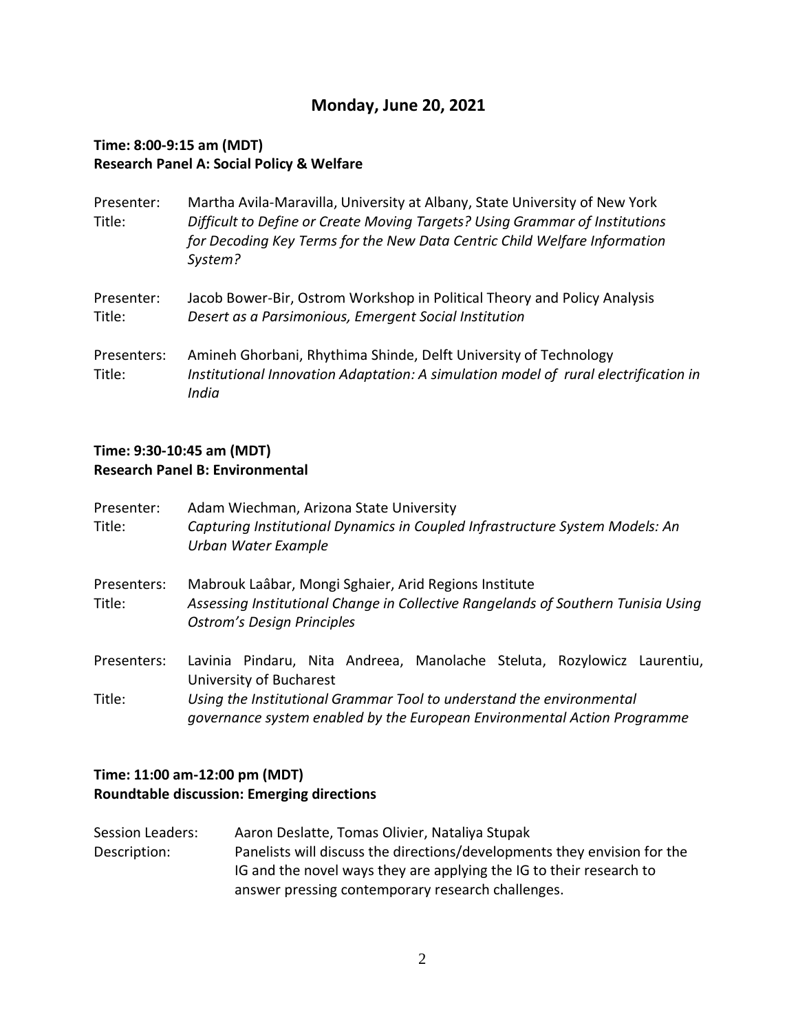# Monday, June 20, 2021

### Time: 8:00-9:15 am (MDT)
### Research Panel A: Social Policy & Welfare

Presenter: Martha Avila-Maravilla, University at Albany, State University of New York
Title: *Difficult to Define or Create Moving Targets? Using Grammar of Institutions for Decoding Key Terms for the New Data Centric Child Welfare Information System?*

Presenter: Jacob Bower-Bir, Ostrom Workshop in Political Theory and Policy Analysis
Title: *Desert as a Parsimonious, Emergent Social Institution*

Presenters: Amineh Ghorbani, Rhythima Shinde, Delft University of Technology
Title: *Institutional Innovation Adaptation: A simulation model of rural electrification in India*

### Time: 9:30-10:45 am (MDT)
### Research Panel B: Environmental

Presenter: Adam Wiechman, Arizona State University
Title: *Capturing Institutional Dynamics in Coupled Infrastructure System Models: An Urban Water Example*

Presenters: Mabrouk Laâbar, Mongi Sghaier, Arid Regions Institute
Title: *Assessing Institutional Change in Collective Rangelands of Southern Tunisia Using Ostrom's Design Principles*

Presenters: Lavinia Pindaru, Nita Andreea, Manolache Steluta, Rozylowicz Laurentiu, University of Bucharest
Title: *Using the Institutional Grammar Tool to understand the environmental governance system enabled by the European Environmental Action Programme*

### Time: 11:00 am-12:00 pm (MDT)
### Roundtable discussion: Emerging directions

Session Leaders: Aaron Deslatte, Tomas Olivier, Nataliya Stupak
Description: Panelists will discuss the directions/developments they envision for the IG and the novel ways they are applying the IG to their research to answer pressing contemporary research challenges.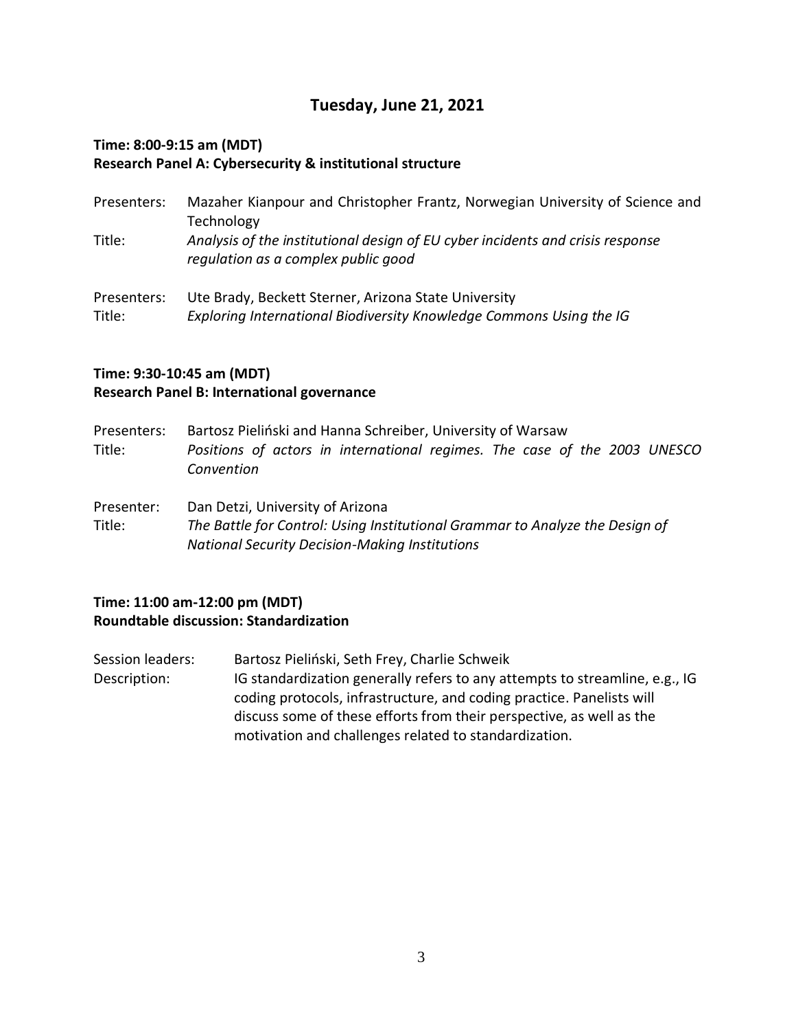## Tuesday, June 21, 2021

**Time: 8:00-9:15 am (MDT)**
**Research Panel A: Cybersecurity & institutional structure**

Presenters: Mazaher Kianpour and Christopher Frantz, Norwegian University of Science and Technology
Title: *Analysis of the institutional design of EU cyber incidents and crisis response regulation as a complex public good*

Presenters: Ute Brady, Beckett Sterner, Arizona State University
Title: *Exploring International Biodiversity Knowledge Commons Using the IG*

**Time: 9:30-10:45 am (MDT)**
**Research Panel B: International governance**

Presenters: Bartosz Pieliński and Hanna Schreiber, University of Warsaw
Title: *Positions of actors in international regimes. The case of the 2003 UNESCO Convention*

Presenter: Dan Detzi, University of Arizona
Title: *The Battle for Control: Using Institutional Grammar to Analyze the Design of National Security Decision-Making Institutions*

**Time: 11:00 am-12:00 pm (MDT)**
**Roundtable discussion: Standardization**

Session leaders: Bartosz Pieliński, Seth Frey, Charlie Schweik
Description: IG standardization generally refers to any attempts to streamline, e.g., IG coding protocols, infrastructure, and coding practice. Panelists will discuss some of these efforts from their perspective, as well as the motivation and challenges related to standardization.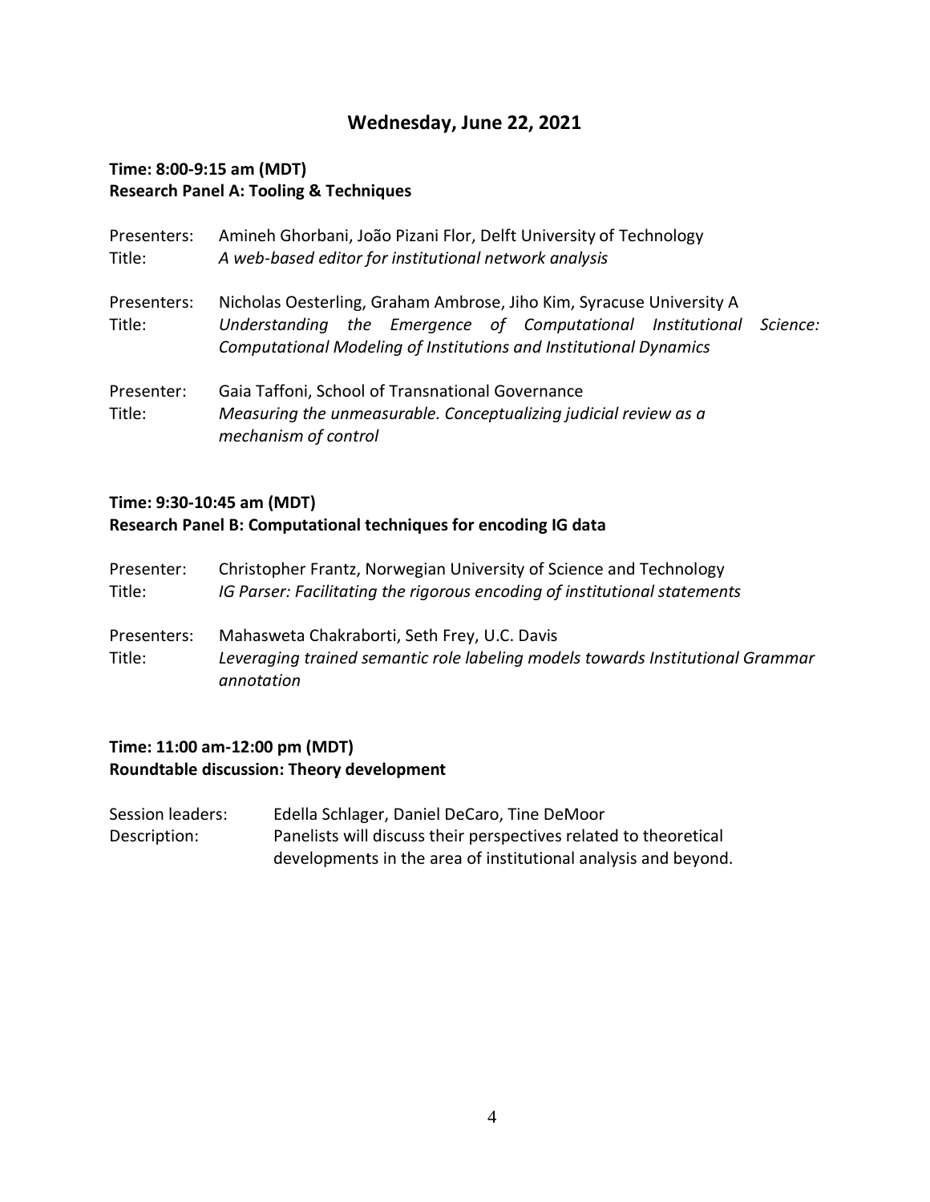## Wednesday, June 22, 2021

**Time: 8:00-9:15 am (MDT)**
**Research Panel A: Tooling & Techniques**

Presenters: Amineh Ghorbani, João Pizani Flor, Delft University of Technology
Title: *A web-based editor for institutional network analysis*

Presenters: Nicholas Oesterling, Graham Ambrose, Jiho Kim, Syracuse University A
Title: *Understanding the Emergence of Computational Institutional Science: Computational Modeling of Institutions and Institutional Dynamics*

Presenter: Gaia Taffoni, School of Transnational Governance
Title: *Measuring the unmeasurable. Conceptualizing judicial review as a mechanism of control*

**Time: 9:30-10:45 am (MDT)**
**Research Panel B: Computational techniques for encoding IG data**

Presenter: Christopher Frantz, Norwegian University of Science and Technology
Title: *IG Parser: Facilitating the rigorous encoding of institutional statements*

Presenters: Mahasweta Chakraborti, Seth Frey, U.C. Davis
Title: *Leveraging trained semantic role labeling models towards Institutional Grammar annotation*

**Time: 11:00 am-12:00 pm (MDT)**
**Roundtable discussion: Theory development**

Session leaders: Edella Schlager, Daniel DeCaro, Tine DeMoor
Description: Panelists will discuss their perspectives related to theoretical developments in the area of institutional analysis and beyond.